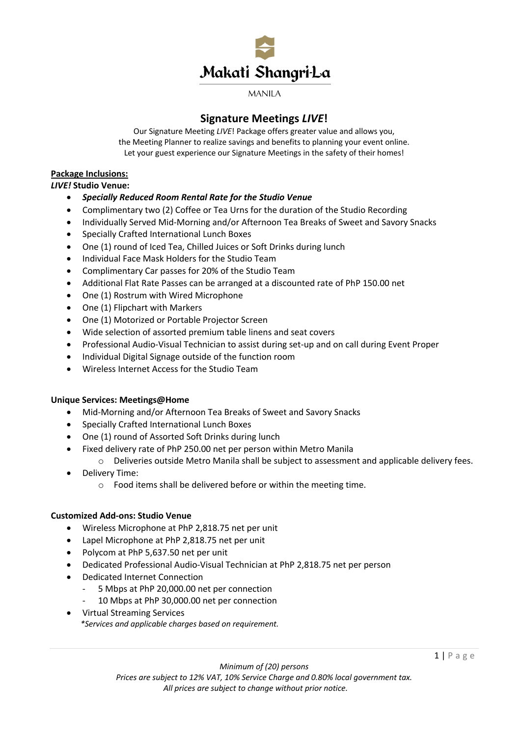Makati Shangri-La

MANILA

# Signature Meetings *LIVE*!

Our Signature Meeting *LIVE*! Package offers greater value and allows you,
the Meeting Planner to realize savings and benefits to planning your event online.
Let your guest experience our Signature Meetings in the safety of their homes!

**Package Inclusions:**

***LIVE!* Studio Venue:**

- ***Specially Reduced Room Rental Rate for the Studio Venue***
- Complimentary two (2) Coffee or Tea Urns for the duration of the Studio Recording
- Individually Served Mid-Morning and/or Afternoon Tea Breaks of Sweet and Savory Snacks
- Specially Crafted International Lunch Boxes
- One (1) round of Iced Tea, Chilled Juices or Soft Drinks during lunch
- Individual Face Mask Holders for the Studio Team
- Complimentary Car passes for 20% of the Studio Team
- Additional Flat Rate Passes can be arranged at a discounted rate of PhP 150.00 net
- One (1) Rostrum with Wired Microphone
- One (1) Flipchart with Markers
- One (1) Motorized or Portable Projector Screen
- Wide selection of assorted premium table linens and seat covers
- Professional Audio-Visual Technician to assist during set-up and on call during Event Proper
- Individual Digital Signage outside of the function room
- Wireless Internet Access for the Studio Team

**Unique Services: Meetings@Home**

- Mid-Morning and/or Afternoon Tea Breaks of Sweet and Savory Snacks
- Specially Crafted International Lunch Boxes
- One (1) round of Assorted Soft Drinks during lunch
- Fixed delivery rate of PhP 250.00 net per person within Metro Manila
  - Deliveries outside Metro Manila shall be subject to assessment and applicable delivery fees.
- Delivery Time:
  - Food items shall be delivered before or within the meeting time.

**Customized Add-ons: Studio Venue**

- Wireless Microphone at PhP 2,818.75 net per unit
- Lapel Microphone at PhP 2,818.75 net per unit
- Polycom at PhP 5,637.50 net per unit
- Dedicated Professional Audio-Visual Technician at PhP 2,818.75 net per person
- Dedicated Internet Connection
  - 5 Mbps at PhP 20,000.00 net per connection
  - 10 Mbps at PhP 30,000.00 net per connection
- Virtual Streaming Services

  *\*Services and applicable charges based on requirement.*

*Minimum of (20) persons*
*Prices are subject to 12% VAT, 10% Service Charge and 0.80% local government tax.*
*All prices are subject to change without prior notice.*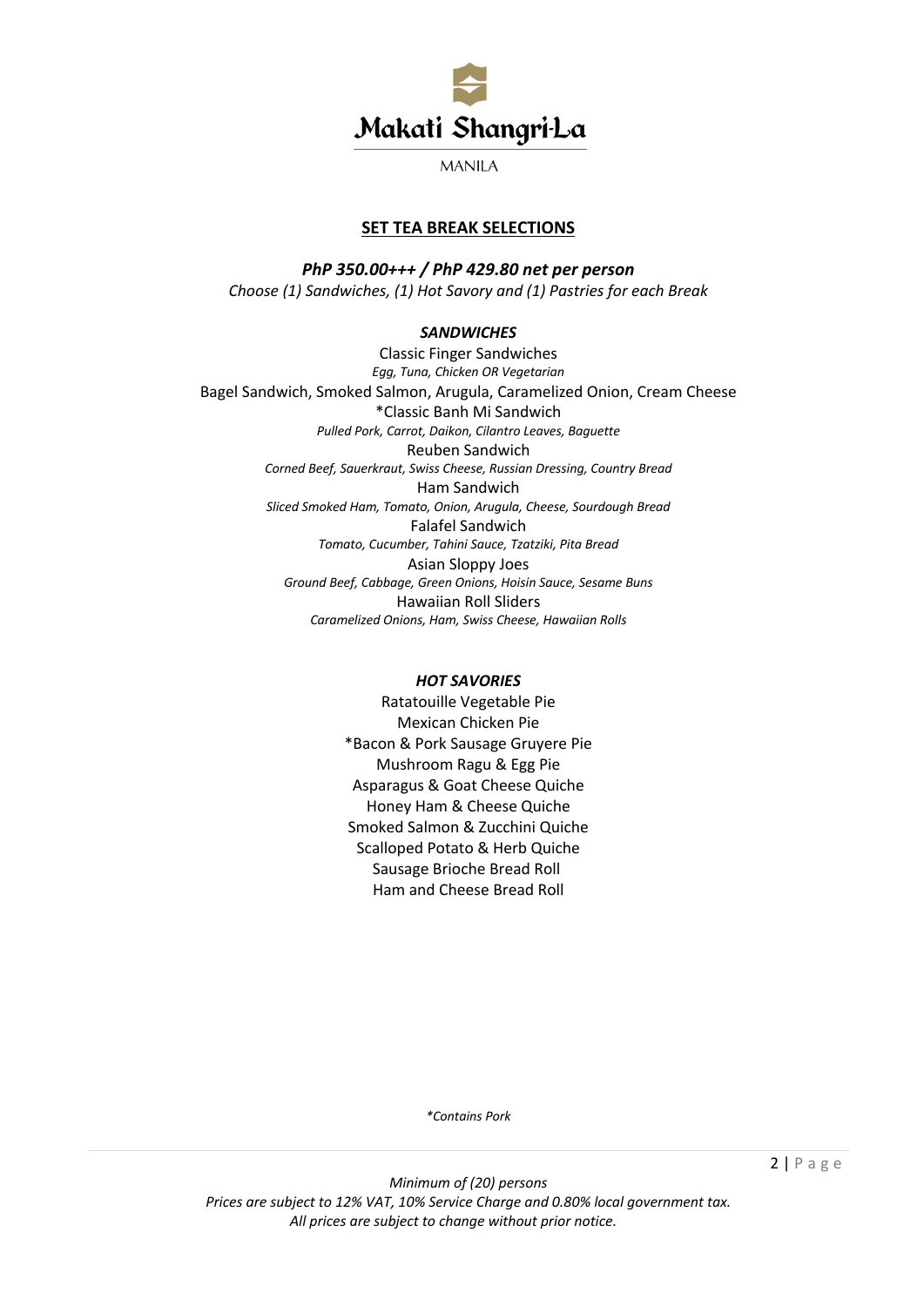Makati Shangri-La

MANILA

## SET TEA BREAK SELECTIONS

***PhP 350.00+++ / PhP 429.80 net per person***

*Choose (1) Sandwiches, (1) Hot Savory and (1) Pastries for each Break*

### *SANDWICHES*

Classic Finger Sandwiches
*Egg, Tuna, Chicken OR Vegetarian*

Bagel Sandwich, Smoked Salmon, Arugula, Caramelized Onion, Cream Cheese

*Classic Banh Mi Sandwich
*Pulled Pork, Carrot, Daikon, Cilantro Leaves, Baguette*

Reuben Sandwich
*Corned Beef, Sauerkraut, Swiss Cheese, Russian Dressing, Country Bread*

Ham Sandwich
*Sliced Smoked Ham, Tomato, Onion, Arugula, Cheese, Sourdough Bread*

Falafel Sandwich
*Tomato, Cucumber, Tahini Sauce, Tzatziki, Pita Bread*

Asian Sloppy Joes
*Ground Beef, Cabbage, Green Onions, Hoisin Sauce, Sesame Buns*

Hawaiian Roll Sliders
*Caramelized Onions, Ham, Swiss Cheese, Hawaiian Rolls*

### *HOT SAVORIES*

Ratatouille Vegetable Pie
Mexican Chicken Pie
*Bacon & Pork Sausage Gruyere Pie
Mushroom Ragu & Egg Pie
Asparagus & Goat Cheese Quiche
Honey Ham & Cheese Quiche
Smoked Salmon & Zucchini Quiche
Scalloped Potato & Herb Quiche
Sausage Brioche Bread Roll
Ham and Cheese Bread Roll

*\*Contains Pork*

*Minimum of (20) persons*
*Prices are subject to 12% VAT, 10% Service Charge and 0.80% local government tax.*
*All prices are subject to change without prior notice.*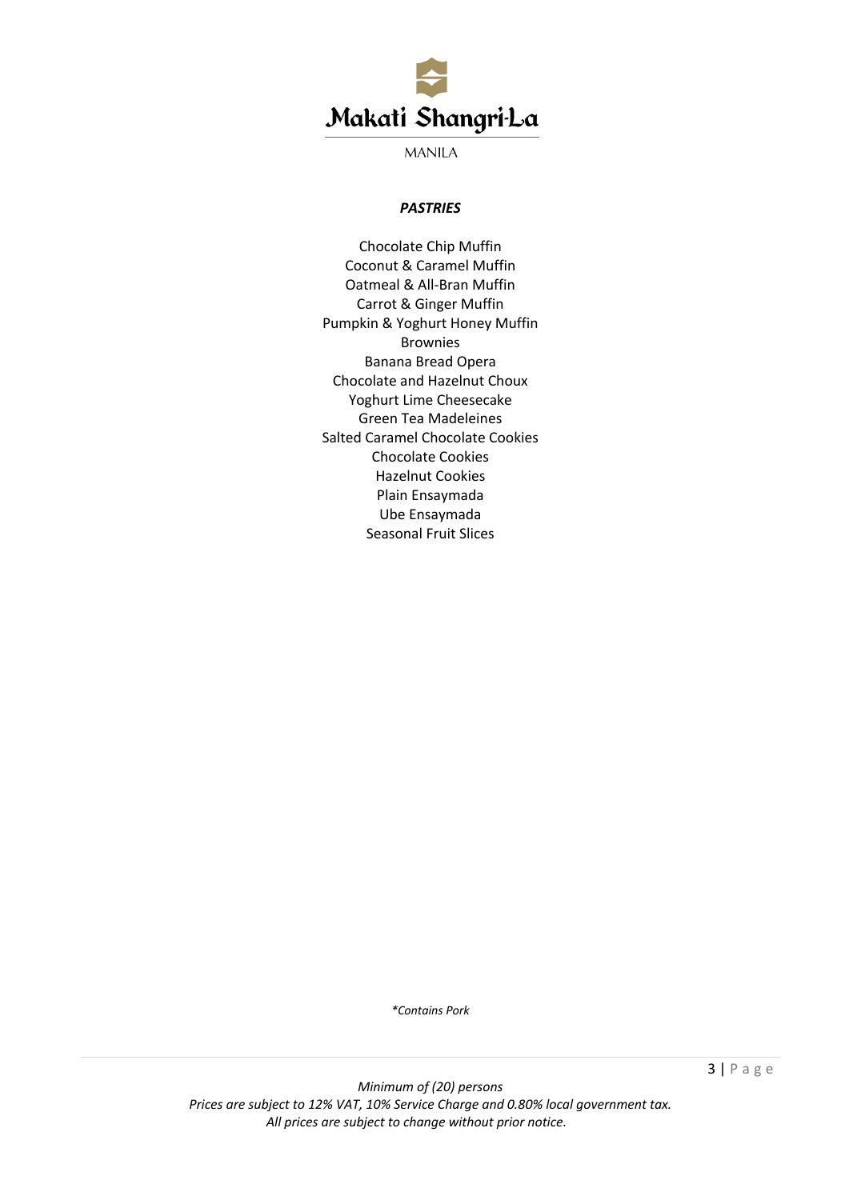Makati Shangri-La

MANILA

## *PASTRIES*

Chocolate Chip Muffin
Coconut & Caramel Muffin
Oatmeal & All-Bran Muffin
Carrot & Ginger Muffin
Pumpkin & Yoghurt Honey Muffin
Brownies
Banana Bread Opera
Chocolate and Hazelnut Choux
Yoghurt Lime Cheesecake
Green Tea Madeleines
Salted Caramel Chocolate Cookies
Chocolate Cookies
Hazelnut Cookies
Plain Ensaymada
Ube Ensaymada
Seasonal Fruit Slices

*\*Contains Pork*

*Minimum of (20) persons*
*Prices are subject to 12% VAT, 10% Service Charge and 0.80% local government tax.*
*All prices are subject to change without prior notice.*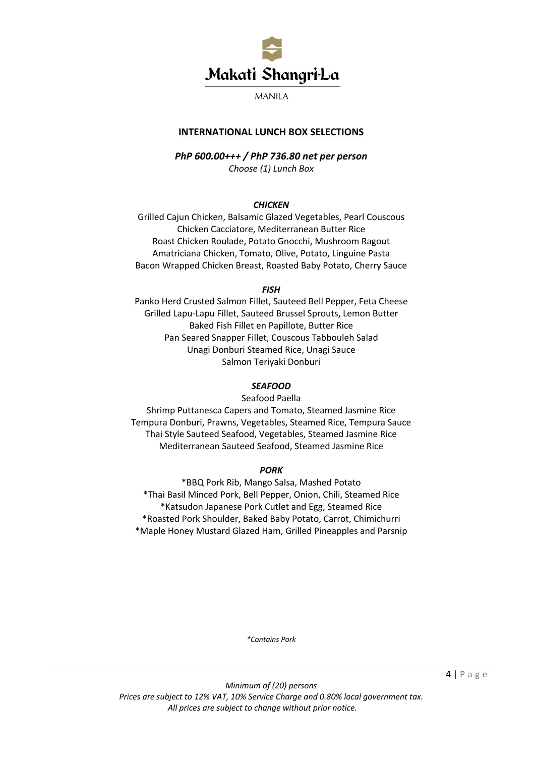Makati Shangri-La

MANILA

## INTERNATIONAL LUNCH BOX SELECTIONS

***PhP 600.00+++ / PhP 736.80 net per person***

*Choose (1) Lunch Box*

### *CHICKEN*

Grilled Cajun Chicken, Balsamic Glazed Vegetables, Pearl Couscous
Chicken Cacciatore, Mediterranean Butter Rice
Roast Chicken Roulade, Potato Gnocchi, Mushroom Ragout
Amatriciana Chicken, Tomato, Olive, Potato, Linguine Pasta
Bacon Wrapped Chicken Breast, Roasted Baby Potato, Cherry Sauce

### *FISH*

Panko Herd Crusted Salmon Fillet, Sauteed Bell Pepper, Feta Cheese
Grilled Lapu-Lapu Fillet, Sauteed Brussel Sprouts, Lemon Butter
Baked Fish Fillet en Papillote, Butter Rice
Pan Seared Snapper Fillet, Couscous Tabbouleh Salad
Unagi Donburi Steamed Rice, Unagi Sauce
Salmon Teriyaki Donburi

### *SEAFOOD*

Seafood Paella
Shrimp Puttanesca Capers and Tomato, Steamed Jasmine Rice
Tempura Donburi, Prawns, Vegetables, Steamed Rice, Tempura Sauce
Thai Style Sauteed Seafood, Vegetables, Steamed Jasmine Rice
Mediterranean Sauteed Seafood, Steamed Jasmine Rice

### *PORK*

*BBQ Pork Rib, Mango Salsa, Mashed Potato
*Thai Basil Minced Pork, Bell Pepper, Onion, Chili, Steamed Rice
*Katsudon Japanese Pork Cutlet and Egg, Steamed Rice
*Roasted Pork Shoulder, Baked Baby Potato, Carrot, Chimichurri
*Maple Honey Mustard Glazed Ham, Grilled Pineapples and Parsnip

*\*Contains Pork*

*Minimum of (20) persons*
*Prices are subject to 12% VAT, 10% Service Charge and 0.80% local government tax.*
*All prices are subject to change without prior notice.*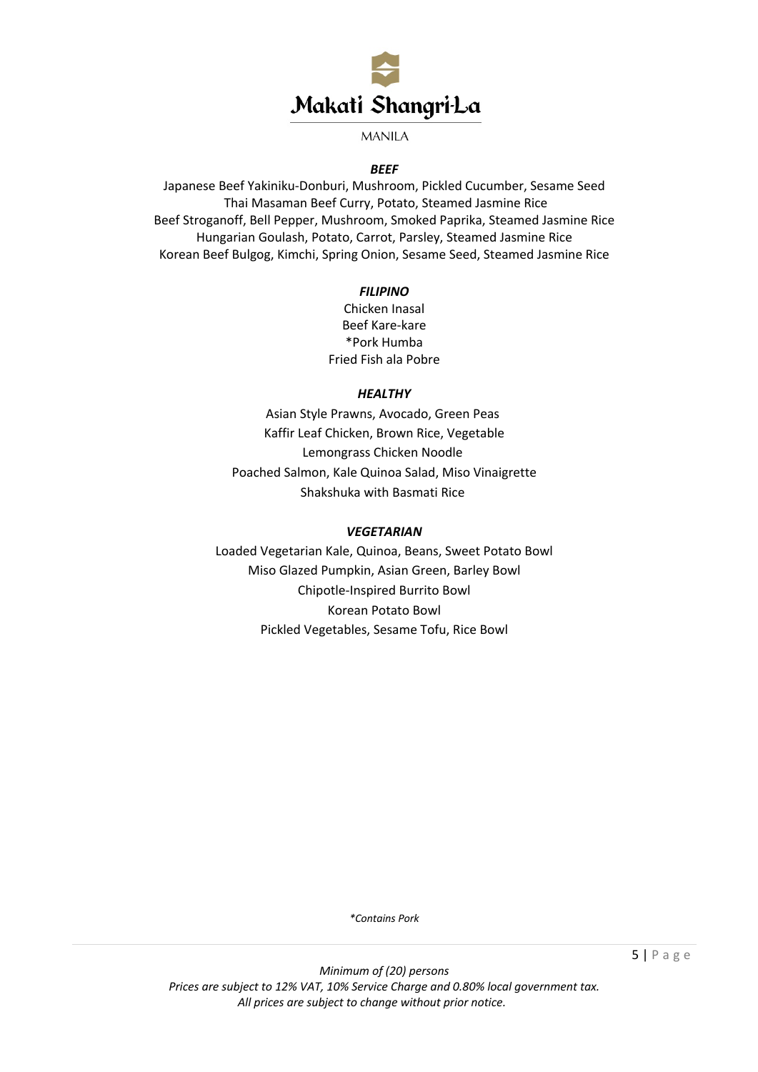### *BEEF*

Japanese Beef Yakiniku-Donburi, Mushroom, Pickled Cucumber, Sesame Seed
Thai Masaman Beef Curry, Potato, Steamed Jasmine Rice
Beef Stroganoff, Bell Pepper, Mushroom, Smoked Paprika, Steamed Jasmine Rice
Hungarian Goulash, Potato, Carrot, Parsley, Steamed Jasmine Rice
Korean Beef Bulgog, Kimchi, Spring Onion, Sesame Seed, Steamed Jasmine Rice

### *FILIPINO*

Chicken Inasal
Beef Kare-kare
*Pork Humba
Fried Fish ala Pobre

### *HEALTHY*

Asian Style Prawns, Avocado, Green Peas
Kaffir Leaf Chicken, Brown Rice, Vegetable
Lemongrass Chicken Noodle
Poached Salmon, Kale Quinoa Salad, Miso Vinaigrette
Shakshuka with Basmati Rice

### *VEGETARIAN*

Loaded Vegetarian Kale, Quinoa, Beans, Sweet Potato Bowl
Miso Glazed Pumpkin, Asian Green, Barley Bowl
Chipotle-Inspired Burrito Bowl
Korean Potato Bowl
Pickled Vegetables, Sesame Tofu, Rice Bowl

*\*Contains Pork*

*Minimum of (20) persons*
*Prices are subject to 12% VAT, 10% Service Charge and 0.80% local government tax.*
*All prices are subject to change without prior notice.*